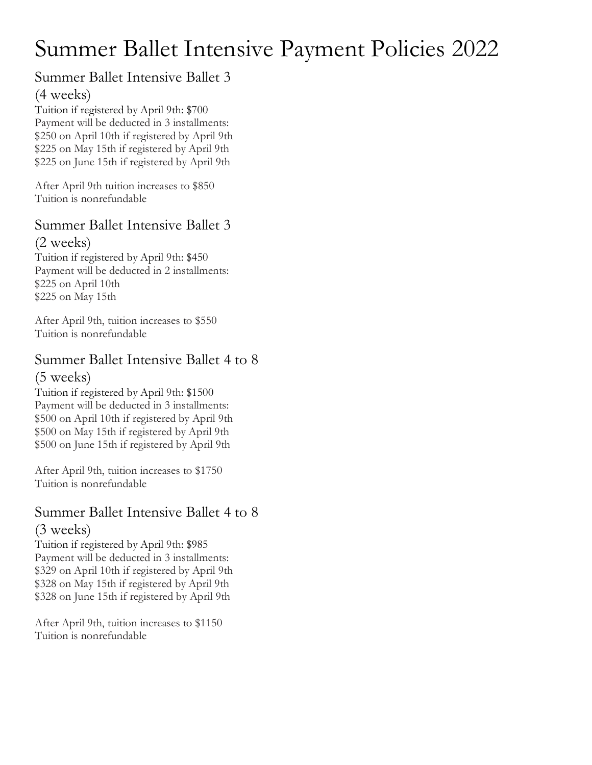# Summer Ballet Intensive Payment Policies 2022

## Summer Ballet Intensive Ballet 3 (4 weeks)

Tuition if registered by April 9th: $700
Payment will be deducted in 3 installments:
$250 on April 10th if registered by April 9th
$225 on May 15th if registered by April 9th
$225 on June 15th if registered by April 9th

After April 9th tuition increases to $850
Tuition is nonrefundable

## Summer Ballet Intensive Ballet 3 (2 weeks)

Tuition if registered by April 9th: $450
Payment will be deducted in 2 installments:
$225 on April 10th
$225 on May 15th

After April 9th, tuition increases to $550
Tuition is nonrefundable

## Summer Ballet Intensive Ballet 4 to 8 (5 weeks)

Tuition if registered by April 9th: $1500
Payment will be deducted in 3 installments:
$500 on April 10th if registered by April 9th
$500 on May 15th if registered by April 9th
$500 on June 15th if registered by April 9th

After April 9th, tuition increases to $1750
Tuition is nonrefundable

## Summer Ballet Intensive Ballet 4 to 8 (3 weeks)

Tuition if registered by April 9th: $985
Payment will be deducted in 3 installments:
$329 on April 10th if registered by April 9th
$328 on May 15th if registered by April 9th
$328 on June 15th if registered by April 9th

After April 9th, tuition increases to $1150
Tuition is nonrefundable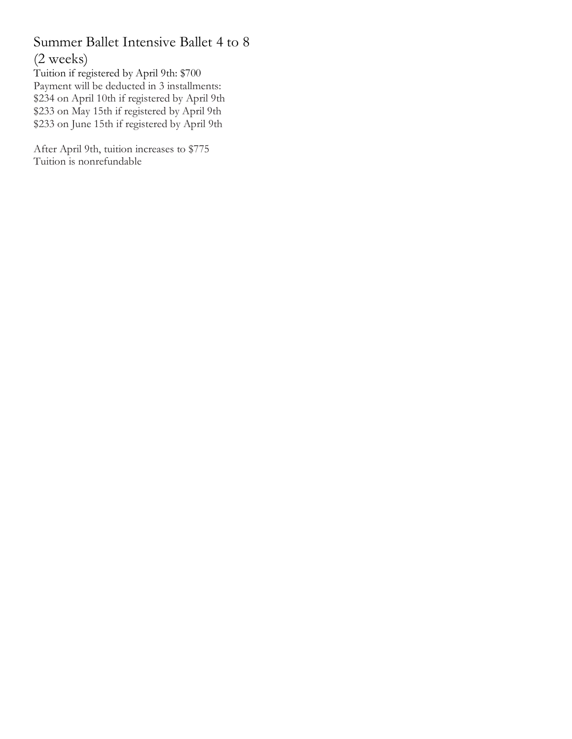## Summer Ballet Intensive Ballet 4 to 8 (2 weeks)

Tuition if registered by April 9th: $700
Payment will be deducted in 3 installments:
$234 on April 10th if registered by April 9th
$233 on May 15th if registered by April 9th
$233 on June 15th if registered by April 9th

After April 9th, tuition increases to $775
Tuition is nonrefundable